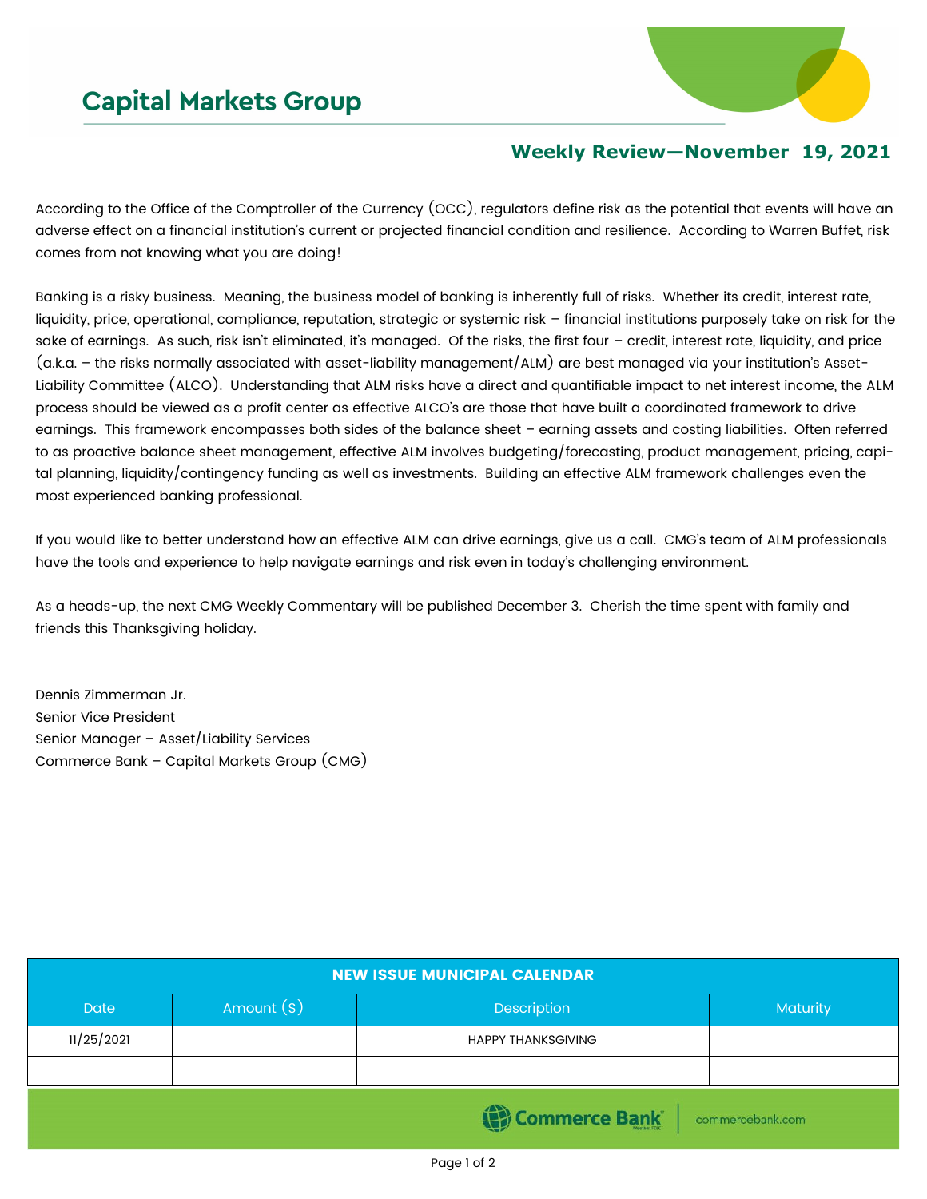# Capital Markets Group

## Weekly Review—November 19, 2021

According to the Office of the Comptroller of the Currency (OCC), regulators define risk as the potential that events will have an adverse effect on a financial institution's current or projected financial condition and resilience. According to Warren Buffet, risk comes from not knowing what you are doing!

Banking is a risky business. Meaning, the business model of banking is inherently full of risks. Whether its credit, interest rate, liquidity, price, operational, compliance, reputation, strategic or systemic risk – financial institutions purposely take on risk for the sake of earnings. As such, risk isn't eliminated, it's managed. Of the risks, the first four – credit, interest rate, liquidity, and price (a.k.a. – the risks normally associated with asset-liability management/ALM) are best managed via your institution's Asset-Liability Committee (ALCO). Understanding that ALM risks have a direct and quantifiable impact to net interest income, the ALM process should be viewed as a profit center as effective ALCO's are those that have built a coordinated framework to drive earnings. This framework encompasses both sides of the balance sheet – earning assets and costing liabilities. Often referred to as proactive balance sheet management, effective ALM involves budgeting/forecasting, product management, pricing, capital planning, liquidity/contingency funding as well as investments. Building an effective ALM framework challenges even the most experienced banking professional.

If you would like to better understand how an effective ALM can drive earnings, give us a call. CMG's team of ALM professionals have the tools and experience to help navigate earnings and risk even in today's challenging environment.

As a heads-up, the next CMG Weekly Commentary will be published December 3. Cherish the time spent with family and friends this Thanksgiving holiday.

Dennis Zimmerman Jr.
Senior Vice President
Senior Manager – Asset/Liability Services
Commerce Bank – Capital Markets Group (CMG)

| NEW ISSUE MUNICIPAL CALENDAR | | | |
|---|---|---|---|
| Date | Amount ($) | Description | Maturity |
| 11/25/2021 | | HAPPY THANKSGIVING | |
| | | | |

Commerce Bank | commercebank.com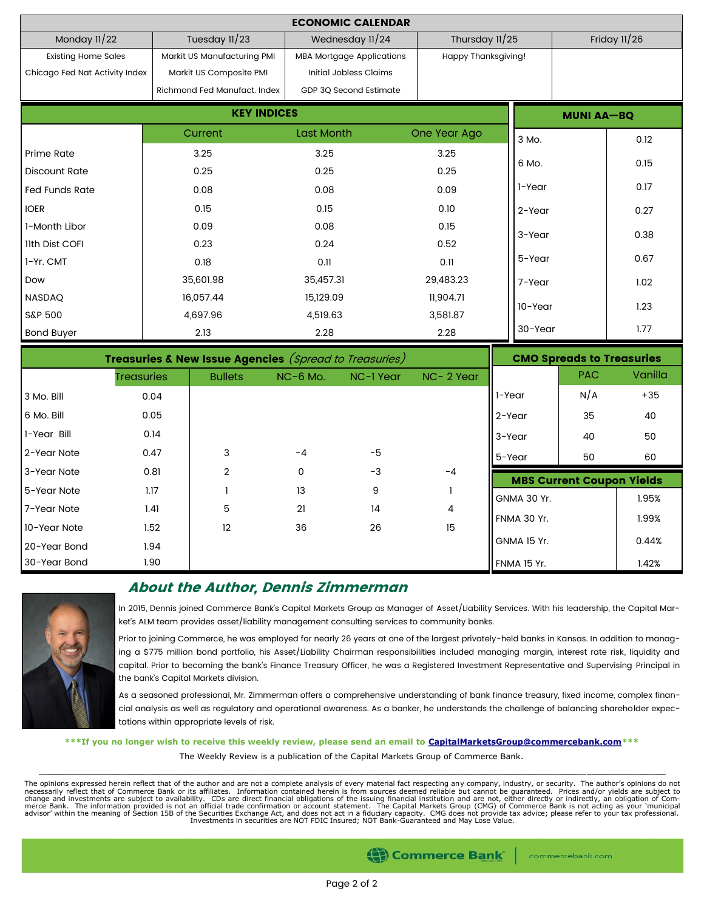## ECONOMIC CALENDAR

| Monday 11/22 | Tuesday 11/23 | Wednesday 11/24 | Thursday 11/25 | Friday 11/26 |
|---|---|---|---|---|
| Existing Home Sales | Markit US Manufacturing PMI | MBA Mortgage Applications | Happy Thanksgiving! | |
| Chicago Fed Nat Activity Index | Markit US Composite PMI | Initial Jobless Claims | | |
| | Richmond Fed Manufact. Index | GDP 3Q Second Estimate | | |

## KEY INDICES

| | Current | Last Month | One Year Ago |
|---|---|---|---|
| Prime Rate | 3.25 | 3.25 | 3.25 |
| Discount Rate | 0.25 | 0.25 | 0.25 |
| Fed Funds Rate | 0.08 | 0.08 | 0.09 |
| IOER | 0.15 | 0.15 | 0.10 |
| 1-Month Libor | 0.09 | 0.08 | 0.15 |
| 11th Dist COFI | 0.23 | 0.24 | 0.52 |
| 1-Yr. CMT | 0.18 | 0.11 | 0.11 |
| Dow | 35,601.98 | 35,457.31 | 29,483.23 |
| NASDAQ | 16,057.44 | 15,129.09 | 11,904.71 |
| S&P 500 | 4,697.96 | 4,519.63 | 3,581.87 |
| Bond Buyer | 2.13 | 2.28 | 2.28 |

## MUNI AA—BQ

| | |
|---|---|
| 3 Mo. | 0.12 |
| 6 Mo. | 0.15 |
| 1-Year | 0.17 |
| 2-Year | 0.27 |
| 3-Year | 0.38 |
| 5-Year | 0.67 |
| 7-Year | 1.02 |
| 10-Year | 1.23 |
| 30-Year | 1.77 |

## Treasuries & New Issue Agencies *(Spread to Treasuries)*

| | Treasuries | Bullets | NC-6 Mo. | NC-1 Year | NC- 2 Year |
|---|---|---|---|---|---|
| 3 Mo. Bill | 0.04 | | | | |
| 6 Mo. Bill | 0.05 | | | | |
| 1-Year Bill | 0.14 | | | | |
| 2-Year Note | 0.47 | 3 | -4 | -5 | |
| 3-Year Note | 0.81 | 2 | 0 | -3 | -4 |
| 5-Year Note | 1.17 | 1 | 13 | 9 | 1 |
| 7-Year Note | 1.41 | 5 | 21 | 14 | 4 |
| 10-Year Note | 1.52 | 12 | 36 | 26 | 15 |
| 20-Year Bond | 1.94 | | | | |
| 30-Year Bond | 1.90 | | | | |

## CMO Spreads to Treasuries

| | PAC | Vanilla |
|---|---|---|
| 1-Year | N/A | +35 |
| 2-Year | 35 | 40 |
| 3-Year | 40 | 50 |
| 5-Year | 50 | 60 |

## MBS Current Coupon Yields

| | |
|---|---|
| GNMA 30 Yr. | 1.95% |
| FNMA 30 Yr. | 1.99% |
| GNMA 15 Yr. | 0.44% |
| FNMA 15 Yr. | 1.42% |

## *About the Author, Dennis Zimmerman*

In 2015, Dennis joined Commerce Bank's Capital Markets Group as Manager of Asset/Liability Services. With his leadership, the Capital Market's ALM team provides asset/liability management consulting services to community banks.

Prior to joining Commerce, he was employed for nearly 26 years at one of the largest privately-held banks in Kansas. In addition to managing a $775 million bond portfolio, his Asset/Liability Chairman responsibilities included managing margin, interest rate risk, liquidity and capital. Prior to becoming the bank's Finance Treasury Officer, he was a Registered Investment Representative and Supervising Principal in the bank's Capital Markets division.

As a seasoned professional, Mr. Zimmerman offers a comprehensive understanding of bank finance treasury, fixed income, complex financial analysis as well as regulatory and operational awareness. As a banker, he understands the challenge of balancing shareholder expectations within appropriate levels of risk.

***If you no longer wish to receive this weekly review, please send an email to CapitalMarketsGroup@commercebank.com***

The Weekly Review is a publication of the Capital Markets Group of Commerce Bank.

The opinions expressed herein reflect that of the author and are not a complete analysis of every material fact respecting any company, industry, or security. The author's opinions do not necessarily reflect that of Commerce Bank or its affiliates. Information contained herein is from sources deemed reliable but cannot be guaranteed. Prices and/or yields are subject to change and investments are subject to availability. CDs are direct financial obligations of the issuing financial institution and are not, either directly or indirectly, an obligation of Commerce Bank. The information provided is not an official trade confirmation or account statement. The Capital Markets Group (CMG) of Commerce Bank is not acting as your 'municipal advisor' within the meaning of Section 15B of the Securities Exchange Act, and does not act in a fiduciary capacity. CMG does not provide tax advice; please refer to your tax professional. Investments in securities are NOT FDIC Insured; NOT Bank-Guaranteed and May Lose Value.

Commerce Bank | commercebank.com